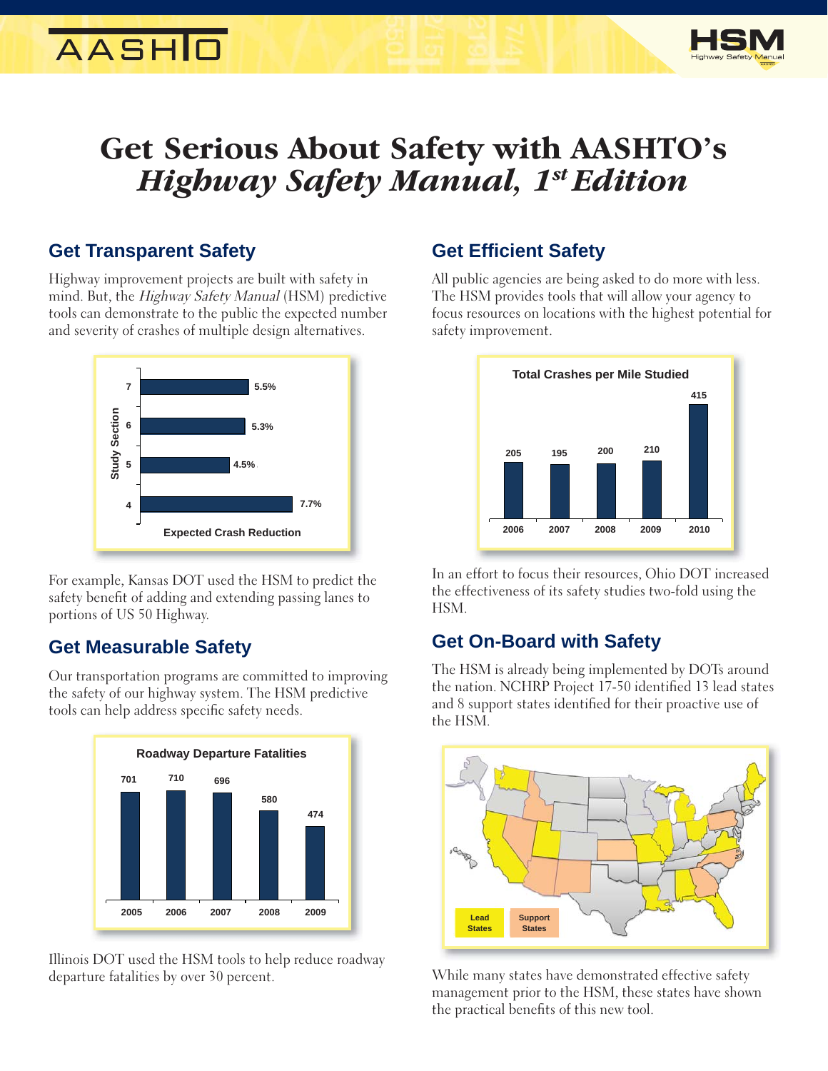# Get Serious About Safety with AASHTO's *Highway Safety Manual, 1st Edition*

## Get Transparent Safety

Highway improvement projects are built with safety in mind. But, the *Highway Safety Manual* (HSM) predictive tools can demonstrate to the public the expected number and severity of crashes of multiple design alternatives.

| Study Section | Expected Crash Reduction |
|---|---|
| 7 | 5.5% |
| 6 | 5.3% |
| 5 | 4.5% |
| 4 | 7.7% |

For example, Kansas DOT used the HSM to predict the safety benefit of adding and extending passing lanes to portions of US 50 Highway.

## Get Measurable Safety

Our transportation programs are committed to improving the safety of our highway system. The HSM predictive tools can help address specific safety needs.

**Roadway Departure Fatalities**

| 2005 | 2006 | 2007 | 2008 | 2009 |
|---|---|---|---|---|
| 701 | 710 | 696 | 580 | 474 |

Illinois DOT used the HSM tools to help reduce roadway departure fatalities by over 30 percent.

## Get Efficient Safety

All public agencies are being asked to do more with less. The HSM provides tools that will allow your agency to focus resources on locations with the highest potential for safety improvement.

**Total Crashes per Mile Studied**

| 2006 | 2007 | 2008 | 2009 | 2010 |
|---|---|---|---|---|
| 205 | 195 | 200 | 210 | 415 |

In an effort to focus their resources, Ohio DOT increased the effectiveness of its safety studies two-fold using the HSM.

## Get On-Board with Safety

The HSM is already being implemented by DOTs around the nation. NCHRP Project 17-50 identified 13 lead states and 8 support states identified for their proactive use of the HSM.

Lead States | Support States

While many states have demonstrated effective safety management prior to the HSM, these states have shown the practical benefits of this new tool.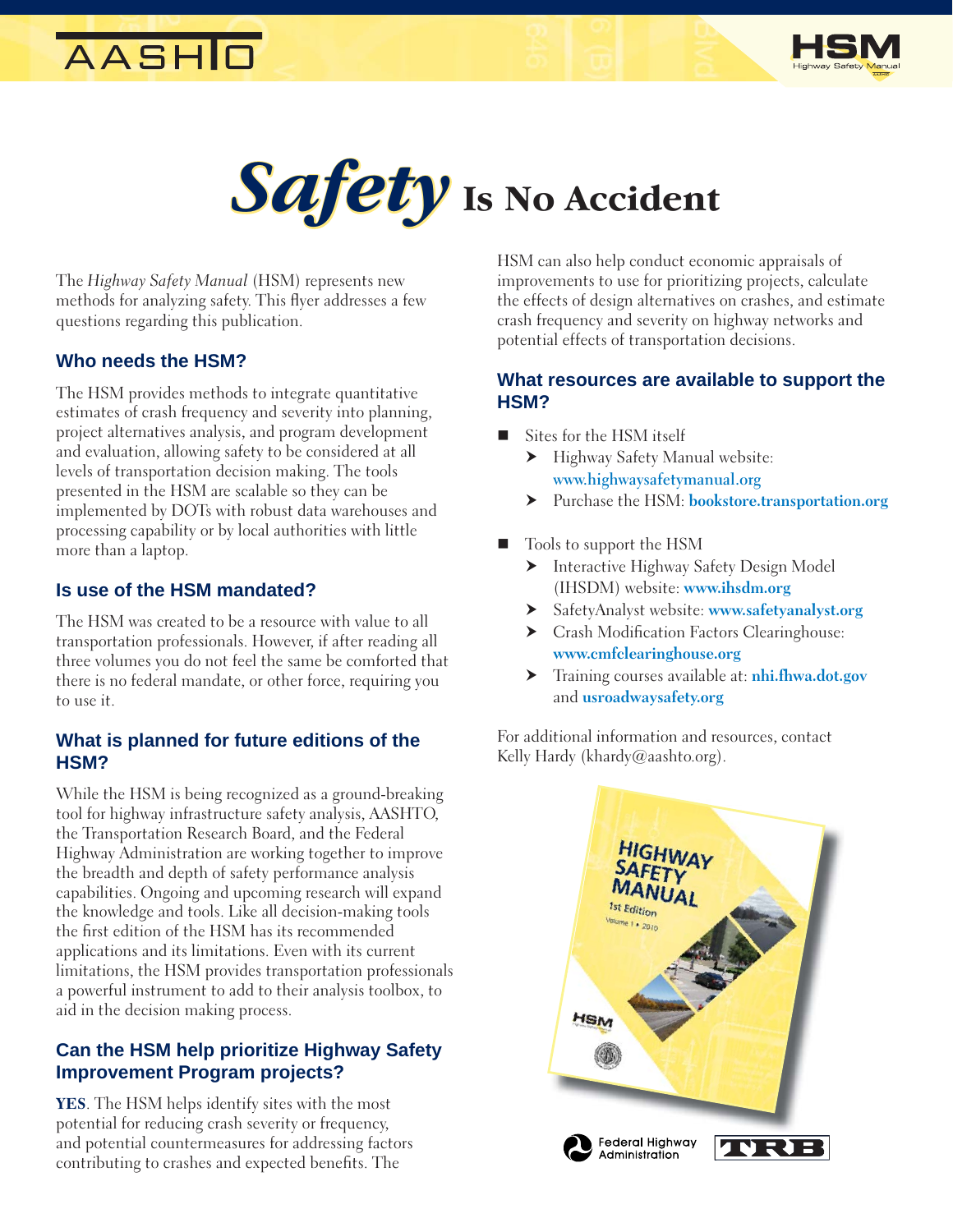# *Safety* Is No Accident

The *Highway Safety Manual* (HSM) represents new methods for analyzing safety. This flyer addresses a few questions regarding this publication.

## Who needs the HSM?

The HSM provides methods to integrate quantitative estimates of crash frequency and severity into planning, project alternatives analysis, and program development and evaluation, allowing safety to be considered at all levels of transportation decision making. The tools presented in the HSM are scalable so they can be implemented by DOTs with robust data warehouses and processing capability or by local authorities with little more than a laptop.

## Is use of the HSM mandated?

The HSM was created to be a resource with value to all transportation professionals. However, if after reading all three volumes you do not feel the same be comforted that there is no federal mandate, or other force, requiring you to use it.

## What is planned for future editions of the HSM?

While the HSM is being recognized as a ground-breaking tool for highway infrastructure safety analysis, AASHTO, the Transportation Research Board, and the Federal Highway Administration are working together to improve the breadth and depth of safety performance analysis capabilities. Ongoing and upcoming research will expand the knowledge and tools. Like all decision-making tools the first edition of the HSM has its recommended applications and its limitations. Even with its current limitations, the HSM provides transportation professionals a powerful instrument to add to their analysis toolbox, to aid in the decision making process.

## Can the HSM help prioritize Highway Safety Improvement Program projects?

**YES**. The HSM helps identify sites with the most potential for reducing crash severity or frequency, and potential countermeasures for addressing factors contributing to crashes and expected benefits. The HSM can also help conduct economic appraisals of improvements to use for prioritizing projects, calculate the effects of design alternatives on crashes, and estimate crash frequency and severity on highway networks and potential effects of transportation decisions.

## What resources are available to support the HSM?

- Sites for the HSM itself
  - Highway Safety Manual website: **www.highwaysafetymanual.org**
  - Purchase the HSM: **bookstore.transportation.org**
- Tools to support the HSM
  - Interactive Highway Safety Design Model (IHSDM) website: **www.ihsdm.org**
  - SafetyAnalyst website: **www.safetyanalyst.org**
  - Crash Modification Factors Clearinghouse: **www.cmfclearinghouse.org**
  - Training courses available at: **nhi.fhwa.dot.gov** and **usroadwaysafety.org**

For additional information and resources, contact Kelly Hardy (khardy@aashto.org).